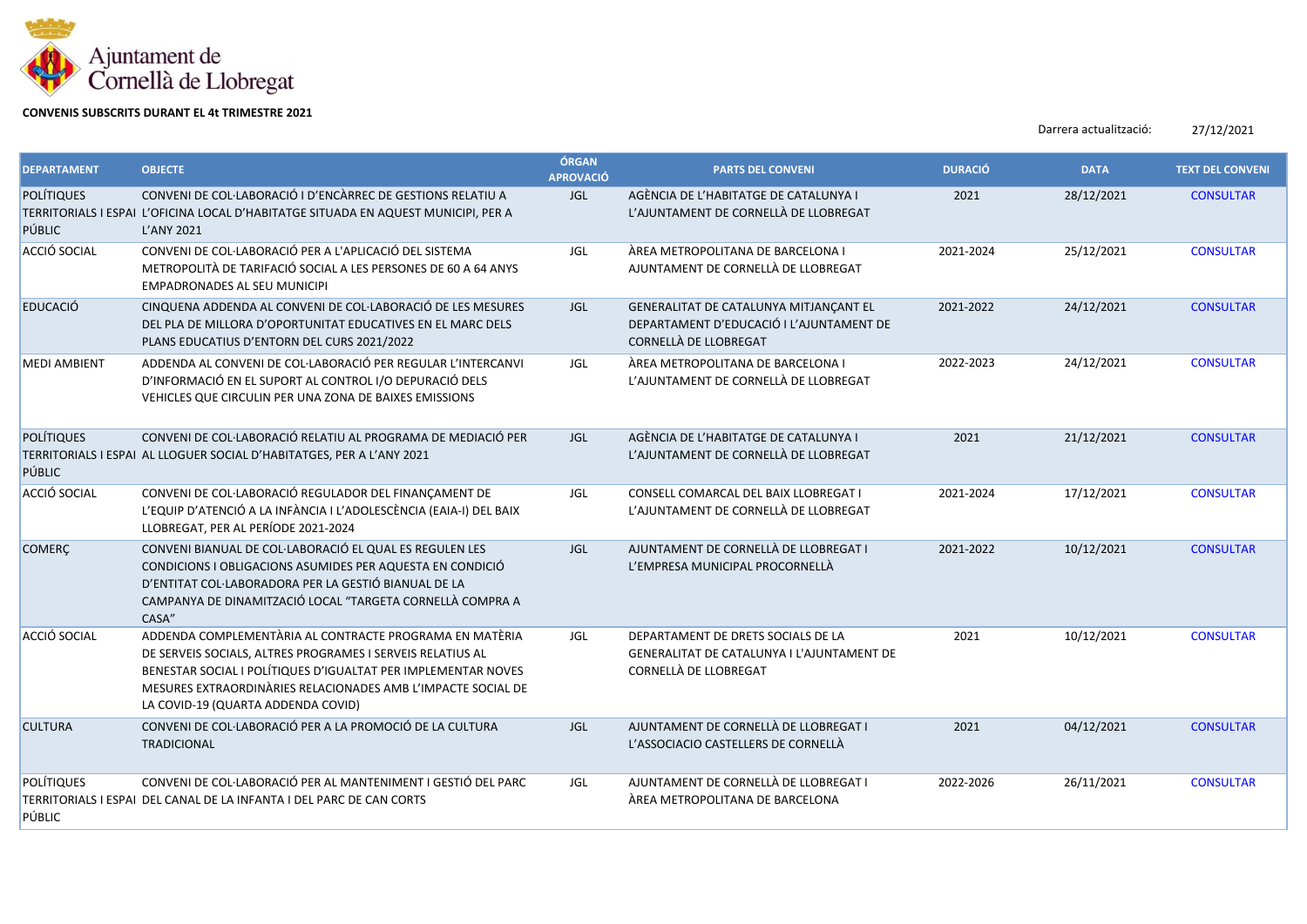Ajuntament de Cornellà de Llobregat

**CONVENIS SUBSCRITS DURANT EL 4t TRIMESTRE 2021**

Darrera actualització: 27/12/2021

| DEPARTAMENT | OBJECTE | ÓRGAN APROVACIÓ | PARTS DEL CONVENI | DURACIÓ | DATA | TEXT DEL CONVENI |
|---|---|---|---|---|---|---|
| POLÍTIQUES TERRITORIALS I ESPAI PÚBLIC | CONVENI DE COL·LABORACIÓ I D'ENCÀRREC DE GESTIONS RELATIU A L'OFICINA LOCAL D'HABITATGE SITUADA EN AQUEST MUNICIPI, PER A L'ANY 2021 | JGL | AGÈNCIA DE L'HABITATGE DE CATALUNYA I L'AJUNTAMENT DE CORNELLÀ DE LLOBREGAT | 2021 | 28/12/2021 | CONSULTAR |
| ACCIÓ SOCIAL | CONVENI DE COL·LABORACIÓ PER A L'APLICACIÓ DEL SISTEMA METROPOLITÀ DE TARIFACIÓ SOCIAL A LES PERSONES DE 60 A 64 ANYS EMPADRONADES AL SEU MUNICIPI | JGL | ÀREA METROPOLITANA DE BARCELONA I AJUNTAMENT DE CORNELLÀ DE LLOBREGAT | 2021-2024 | 25/12/2021 | CONSULTAR |
| EDUCACIÓ | CINQUENA ADDENDA AL CONVENI DE COL·LABORACIÓ DE LES MESURES DEL PLA DE MILLORA D'OPORTUNITAT EDUCATIVES EN EL MARC DELS PLANS EDUCATIUS D'ENTORN DEL CURS 2021/2022 | JGL | GENERALITAT DE CATALUNYA MITJANÇANT EL DEPARTAMENT D'EDUCACIÓ I L'AJUNTAMENT DE CORNELLÀ DE LLOBREGAT | 2021-2022 | 24/12/2021 | CONSULTAR |
| MEDI AMBIENT | ADDENDA AL CONVENI DE COL·LABORACIÓ PER REGULAR L'INTERCANVI D'INFORMACIÓ EN EL SUPORT AL CONTROL I/O DEPURACIÓ DELS VEHICLES QUE CIRCULIN PER UNA ZONA DE BAIXES EMISSIONS | JGL | ÀREA METROPOLITANA DE BARCELONA I L'AJUNTAMENT DE CORNELLÀ DE LLOBREGAT | 2022-2023 | 24/12/2021 | CONSULTAR |
| POLÍTIQUES TERRITORIALS I ESPAI PÚBLIC | CONVENI DE COL·LABORACIÓ RELATIU AL PROGRAMA DE MEDIACIÓ PER AL LLOGUER SOCIAL D'HABITATGES, PER A L'ANY 2021 | JGL | AGÈNCIA DE L'HABITATGE DE CATALUNYA I L'AJUNTAMENT DE CORNELLÀ DE LLOBREGAT | 2021 | 21/12/2021 | CONSULTAR |
| ACCIÓ SOCIAL | CONVENI DE COL·LABORACIÓ REGULADOR DEL FINANÇAMENT DE L'EQUIP D'ATENCIÓ A LA INFÀNCIA I L'ADOLESCÈNCIA (EAIA-I) DEL BAIX LLOBREGAT, PER AL PERÍODE 2021-2024 | JGL | CONSELL COMARCAL DEL BAIX LLOBREGAT I L'AJUNTAMENT DE CORNELLÀ DE LLOBREGAT | 2021-2024 | 17/12/2021 | CONSULTAR |
| COMERÇ | CONVENI BIANUAL DE COL·LABORACIÓ EL QUAL ES REGULEN LES CONDICIONS I OBLIGACIONS ASUMIDES PER AQUESTA EN CONDICIÓ D'ENTITAT COL·LABORADORA PER LA GESTIÓ BIANUAL DE LA CAMPANYA DE DINAMITZACIÓ LOCAL "TARGETA CORNELLÀ COMPRA A CASA" | JGL | AJUNTAMENT DE CORNELLÀ DE LLOBREGAT I L'EMPRESA MUNICIPAL PROCORNELLÀ | 2021-2022 | 10/12/2021 | CONSULTAR |
| ACCIÓ SOCIAL | ADDENDA COMPLEMENTÀRIA AL CONTRACTE PROGRAMA EN MATÈRIA DE SERVEIS SOCIALS, ALTRES PROGRAMES I SERVEIS RELATIUS AL BENESTAR SOCIAL I POLÍTIQUES D'IGUALTAT PER IMPLEMENTAR NOVES MESURES EXTRAORDINÀRIES RELACIONADES AMB L'IMPACTE SOCIAL DE LA COVID-19 (QUARTA ADDENDA COVID) | JGL | DEPARTAMENT DE DRETS SOCIALS DE LA GENERALITAT DE CATALUNYA I L'AJUNTAMENT DE CORNELLÀ DE LLOBREGAT | 2021 | 10/12/2021 | CONSULTAR |
| CULTURA | CONVENI DE COL·LABORACIÓ PER A LA PROMOCIÓ DE LA CULTURA TRADICIONAL | JGL | AJUNTAMENT DE CORNELLÀ DE LLOBREGAT I L'ASSOCIACIO CASTELLERS DE CORNELLÀ | 2021 | 04/12/2021 | CONSULTAR |
| POLÍTIQUES TERRITORIALS I ESPAI PÚBLIC | CONVENI DE COL·LABORACIÓ PER AL MANTENIMENT I GESTIÓ DEL PARC DEL CANAL DE LA INFANTA I DEL PARC DE CAN CORTS | JGL | AJUNTAMENT DE CORNELLÀ DE LLOBREGAT I ÀREA METROPOLITANA DE BARCELONA | 2022-2026 | 26/11/2021 | CONSULTAR |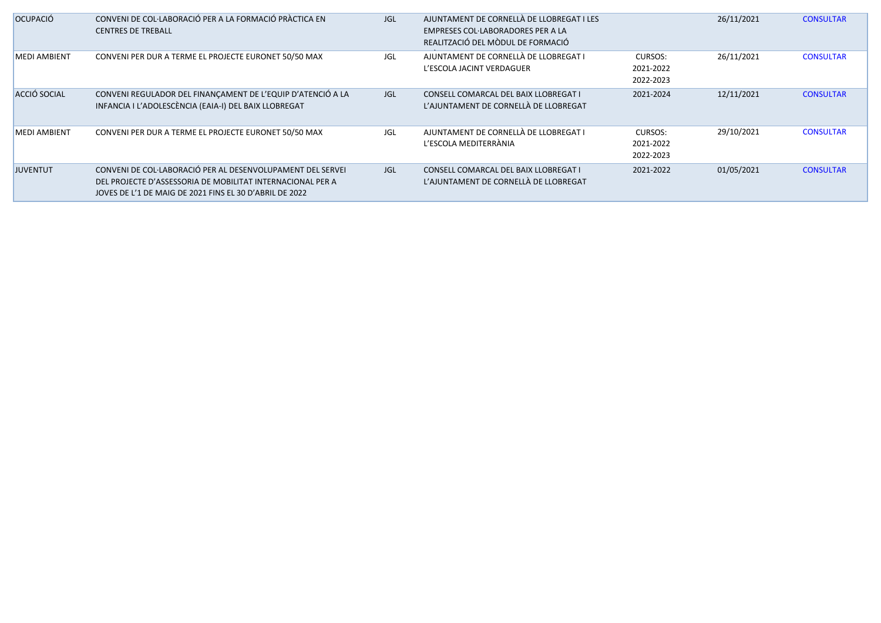| | | | | | | |
|---|---|---|---|---|---|---|
| OCUPACIÓ | CONVENI DE COL·LABORACIÓ PER A LA FORMACIÓ PRÀCTICA EN CENTRES DE TREBALL | JGL | AJUNTAMENT DE CORNELLÀ DE LLOBREGAT I LES EMPRESES COL·LABORADORES PER A LA REALITZACIÓ DEL MÒDUL DE FORMACIÓ | | 26/11/2021 | CONSULTAR |
| MEDI AMBIENT | CONVENI PER DUR A TERME EL PROJECTE EURONET 50/50 MAX | JGL | AJUNTAMENT DE CORNELLÀ DE LLOBREGAT I L'ESCOLA JACINT VERDAGUER | CURSOS: 2021-2022 2022-2023 | 26/11/2021 | CONSULTAR |
| ACCIÓ SOCIAL | CONVENI REGULADOR DEL FINANÇAMENT DE L'EQUIP D'ATENCIÓ A LA INFANCIA I L'ADOLESCÈNCIA (EAIA-I) DEL BAIX LLOBREGAT | JGL | CONSELL COMARCAL DEL BAIX LLOBREGAT I L'AJUNTAMENT DE CORNELLÀ DE LLOBREGAT | 2021-2024 | 12/11/2021 | CONSULTAR |
| MEDI AMBIENT | CONVENI PER DUR A TERME EL PROJECTE EURONET 50/50 MAX | JGL | AJUNTAMENT DE CORNELLÀ DE LLOBREGAT I L'ESCOLA MEDITERRÀNIA | CURSOS: 2021-2022 2022-2023 | 29/10/2021 | CONSULTAR |
| JUVENTUT | CONVENI DE COL·LABORACIÓ PER AL DESENVOLUPAMENT DEL SERVEI DEL PROJECTE D'ASSESSORIA DE MOBILITAT INTERNACIONAL PER A JOVES DE L'1 DE MAIG DE 2021 FINS EL 30 D'ABRIL DE 2022 | JGL | CONSELL COMARCAL DEL BAIX LLOBREGAT I L'AJUNTAMENT DE CORNELLÀ DE LLOBREGAT | 2021-2022 | 01/05/2021 | CONSULTAR |